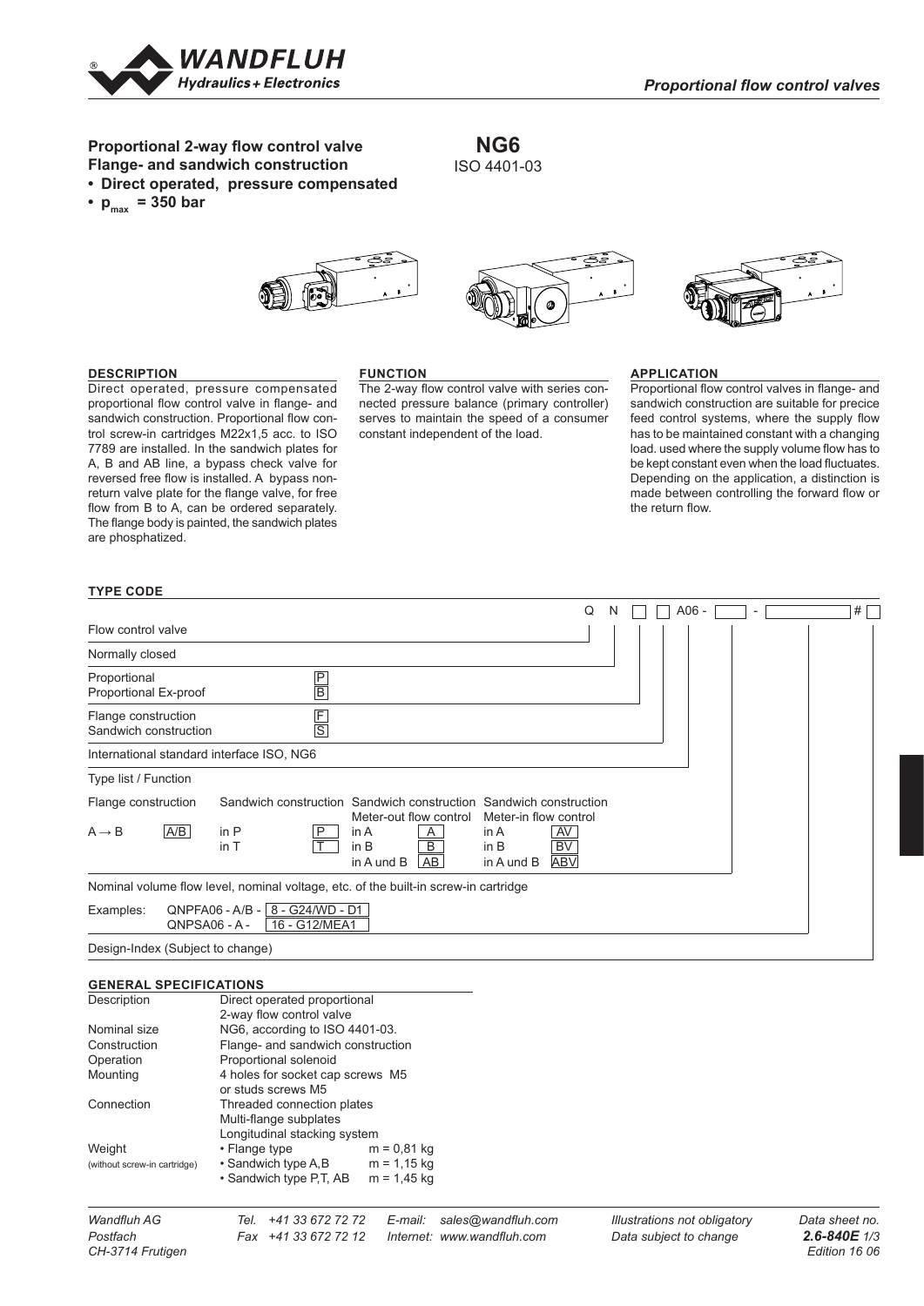# Proportional flow control valves

## Proportional 2-way flow control valve Flange- and sandwich construction

**NG6**
ISO 4401-03

- **Direct operated, pressure compensated**
- **$p_{max}$ = 350 bar**

### DESCRIPTION

Direct operated, pressure compensated proportional flow control valve in flange- and sandwich construction. Proportional flow control screw-in cartridges M22x1,5 acc. to ISO 7789 are installed. In the sandwich plates for A, B and AB line, a bypass check valve for reversed free flow is installed. A bypass non-return valve plate for the flange valve, for free flow from B to A, can be ordered separately. The flange body is painted, the sandwich plates are phosphatized.

### FUNCTION

The 2-way flow control valve with series connected pressure balance (primary controller) serves to maintain the speed of a consumer constant independent of the load.

### APPLICATION

Proportional flow control valves in flange- and sandwich construction are suitable for precice feed control systems, where the supply flow has to be maintained constant with a changing load. used where the supply volume flow has to be kept constant even when the load fluctuates. Depending on the application, a distinction is made between controlling the forward flow or the return flow.

### TYPE CODE

Q N [ ] [ ] A06 - [ ] - [ ] # [ ]

| | |
|---|---|
| Flow control valve | Q |
| Normally closed | N |
| Proportional | P |
| Proportional Ex-proof | B |
| Flange construction | F |
| Sandwich construction | S |
| International standard interface ISO, NG6 | A06 |

Type list / Function

| Flange construction | | Sandwich construction | | Sandwich construction Meter-out flow control | | Sandwich construction Meter-in flow control | |
|---|---|---|---|---|---|---|---|
| A → B | A/B | in P | P | in A | A | in A | AV |
| | | in T | T | in B | B | in B | BV |
| | | | | in A und B | AB | in A und B | ABV |

Nominal volume flow level, nominal voltage, etc. of the built-in screw-in cartridge

Examples: QNPFA06 - A/B - 8 - G24/WD - D1
QNPSA06 - A - 16 - G12/MEA1

Design-Index (Subject to change)

### GENERAL SPECIFICATIONS

| | |
|---|---|
| Description | Direct operated proportional 2-way flow control valve |
| Nominal size | NG6, according to ISO 4401-03. |
| Construction | Flange- and sandwich construction |
| Operation | Proportional solenoid |
| Mounting | 4 holes for socket cap screws M5 or studs screws M5 |
| Connection | Threaded connection plates<br>Multi-flange subplates<br>Longitudinal stacking system |
| Weight (without screw-in cartridge) | • Flange type m = 0,81 kg<br>• Sandwich type A,B m = 1,15 kg<br>• Sandwich type P,T, AB m = 1,45 kg |

Wandfluh AG, Postfach, CH-3714 Frutigen | Tel. +41 33 672 72 72 | Fax +41 33 672 72 12 | E-mail: sales@wandfluh.com | Internet: www.wandfluh.com | Illustrations not obligatory | Data subject to change | Data sheet no. 2.6-840E | Edition 16 06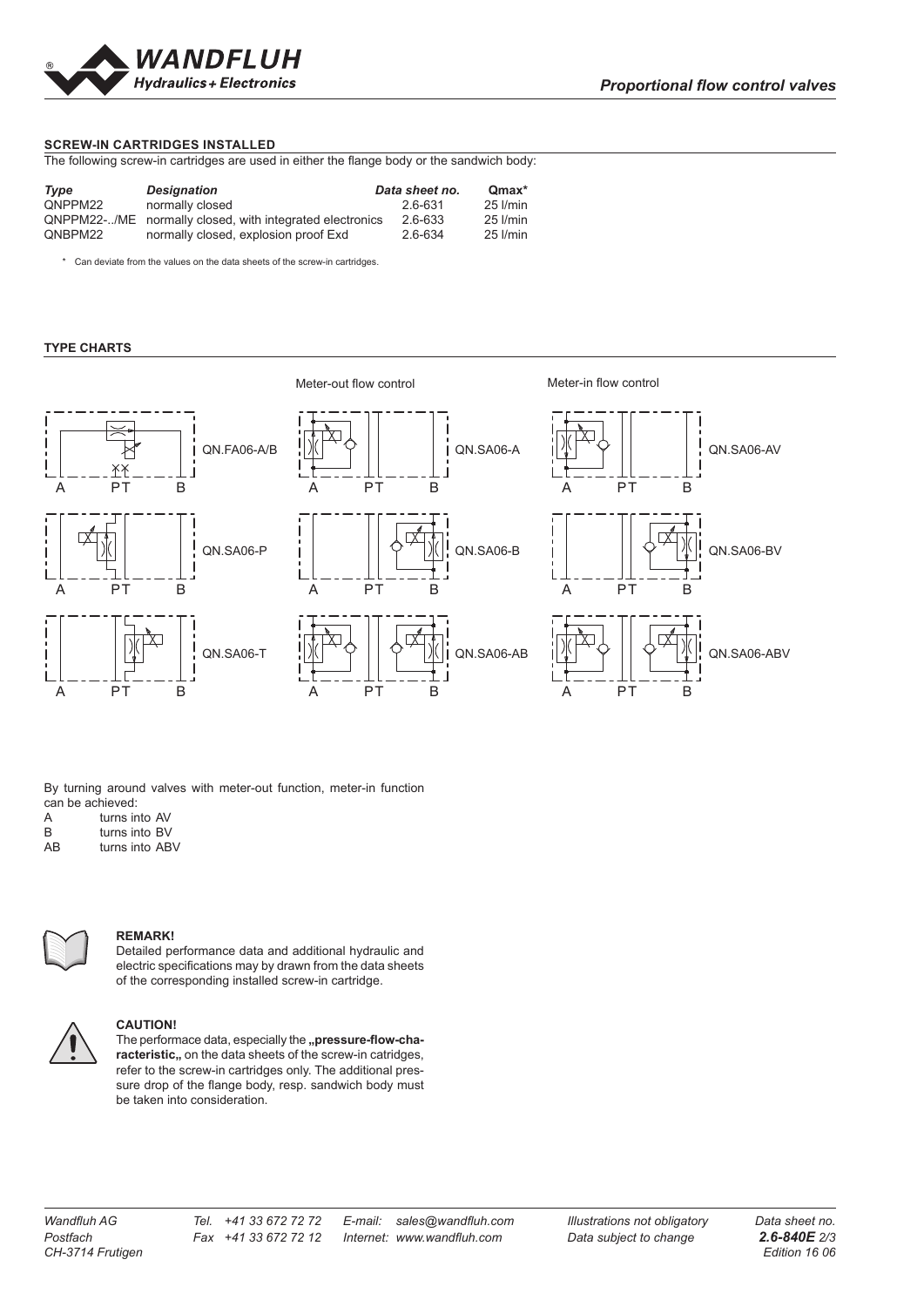## SCREW-IN CARTRIDGES INSTALLED

The following screw-in cartridges are used in either the flange body or the sandwich body:

| *Type* | *Designation* | *Data sheet no.* | Qmax* |
|---|---|---|---|
| QNPPM22 | normally closed | 2.6-631 | 25 l/min |
| QNPPM22-../ME | normally closed, with integrated electronics | 2.6-633 | 25 l/min |
| QNBPM22 | normally closed, explosion proof Exd | 2.6-634 | 25 l/min |

\* Can deviate from the values on the data sheets of the screw-in cartridges.

## TYPE CHARTS

Meter-out flow control

Meter-in flow control

QN.FA06-A/B

QN.SA06-A

QN.SA06-AV

QN.SA06-P

QN.SA06-B

QN.SA06-BV

QN.SA06-T

QN.SA06-AB

QN.SA06-ABV

By turning around valves with meter-out function, meter-in function can be achieved:

| | |
|---|---|
| A | turns into AV |
| B | turns into BV |
| AB | turns into ABV |

**REMARK!**

Detailed performance data and additional hydraulic and electric specifications may by drawn from the data sheets of the corresponding installed screw-in cartridge.

**CAUTION!**

The performace data, especially the **„pressure-flow-characteristic„** on the data sheets of the screw-in catridges, refer to the screw-in cartridges only. The additional pressure drop of the flange body, resp. sandwich body must be taken into consideration.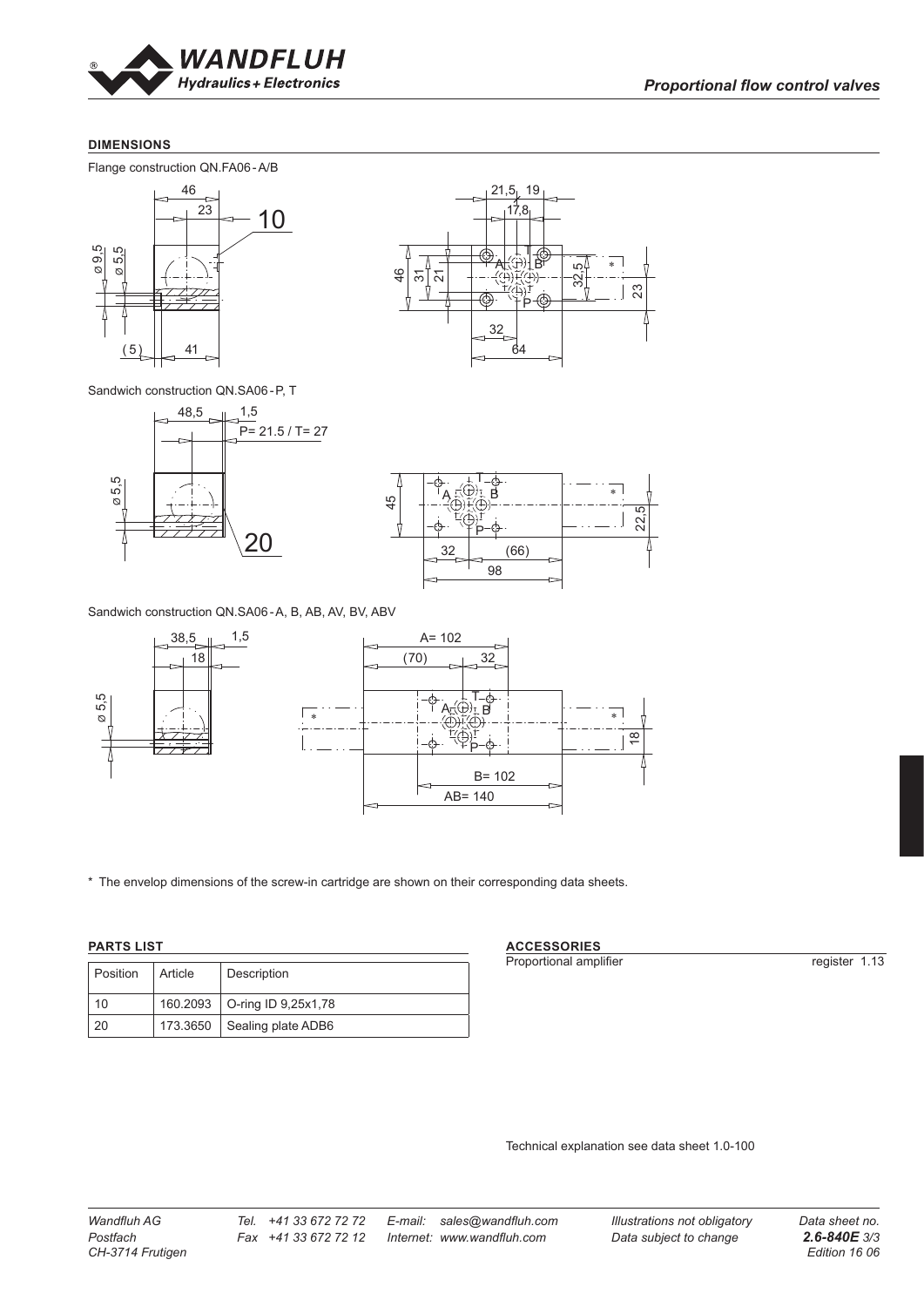## DIMENSIONS

Flange construction QN.FA06 - A/B

46
23
10
ø 9,5
ø 5,5
(5)
41

21,5
19
17,8
46
31
21
A
B
T
P
32,5
*
23
32
64

Sandwich construction QN.SA06 - P, T

48,5
1,5
P= 21.5 / T= 27
ø 5,5
20

45
T
A
B
P
*
22,5
32
(66)
98

Sandwich construction QN.SA06 - A, B, AB, AV, BV, ABV

38,5
18
1,5
ø 5,5

A= 102
(70)
32
*
T
A
B
P
*
18
B= 102
AB= 140

\* The envelop dimensions of the screw-in cartridge are shown on their corresponding data sheets.

## PARTS LIST

| Position | Article | Description |
|---|---|---|
| 10 | 160.2093 | O-ring ID 9,25x1,78 |
| 20 | 173.3650 | Sealing plate ADB6 |

## ACCESSORIES

Proportional amplifier register 1.13

Technical explanation see data sheet 1.0-100